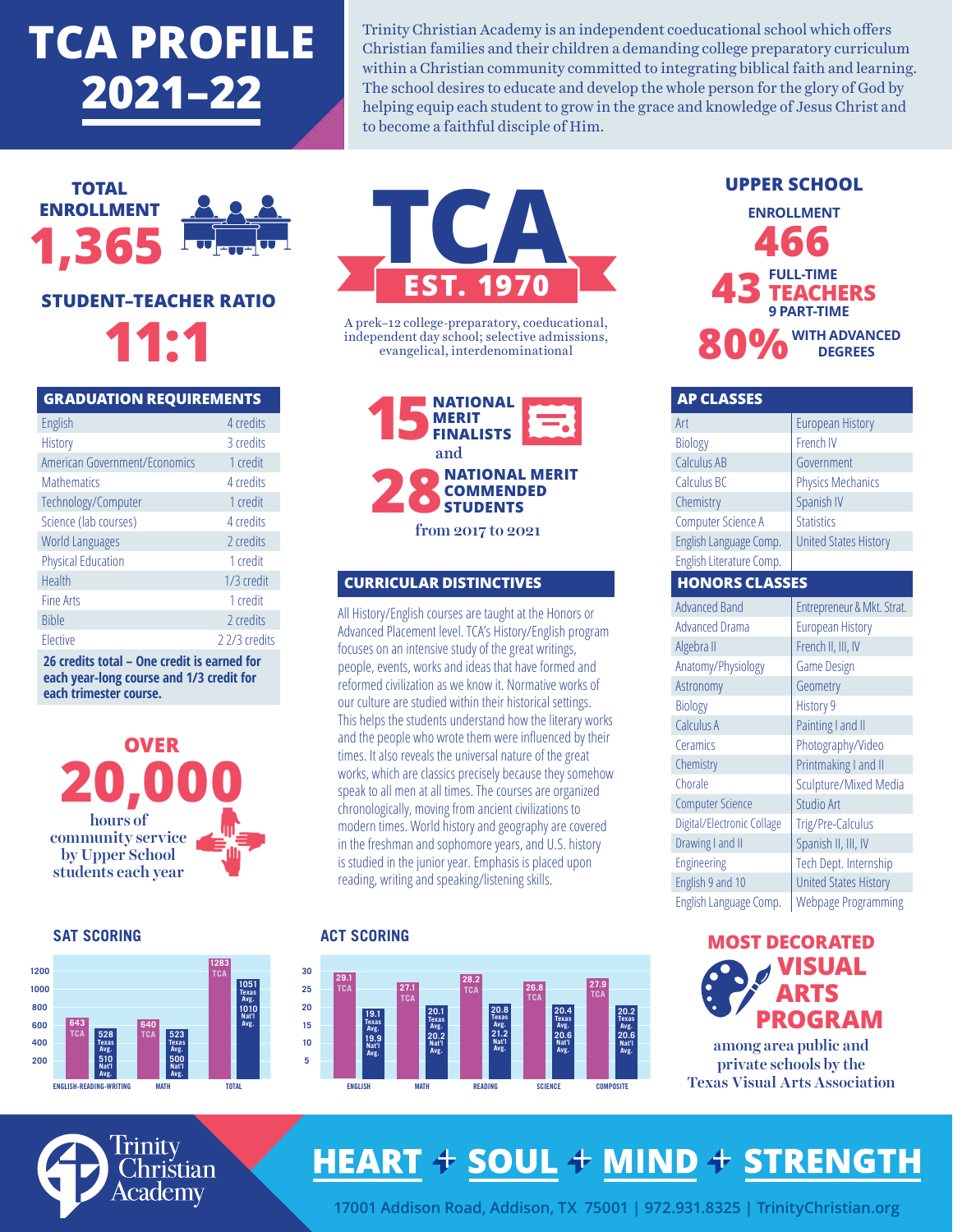# TCA PROFILE 2021–22

Trinity Christian Academy is an independent coeducational school which offers Christian families and their children a demanding college preparatory curriculum within a Christian community committed to integrating biblical faith and learning. The school desires to educate and develop the whole person for the glory of God by helping equip each student to grow in the grace and knowledge of Jesus Christ and to become a faithful disciple of Him.

**TOTAL ENROLLMENT 1,365**

**STUDENT–TEACHER RATIO 11:1**

**TCA EST. 1970**

A prek–12 college-preparatory, coeducational, independent day school; selective admissions, evangelical, interdenominational

## UPPER SCHOOL

**ENROLLMENT 466**

**43 FULL-TIME TEACHERS**
**9 PART-TIME**

**80% WITH ADVANCED DEGREES**

## GRADUATION REQUIREMENTS

| Subject | Credits |
| --- | --- |
| English | 4 credits |
| History | 3 credits |
| American Government/Economics | 1 credit |
| Mathematics | 4 credits |
| Technology/Computer | 1 credit |
| Science (lab courses) | 4 credits |
| World Languages | 2 credits |
| Physical Education | 1 credit |
| Health | 1/3 credit |
| Fine Arts | 1 credit |
| Bible | 2 credits |
| Elective | 2 2/3 credits |

**26 credits total – One credit is earned for each year-long course and 1/3 credit for each trimester course.**

**15 NATIONAL MERIT FINALISTS** and **28 NATIONAL MERIT COMMENDED STUDENTS** from 2017 to 2021

## AP CLASSES

| | |
| --- | --- |
| Art | European History |
| Biology | French IV |
| Calculus AB | Government |
| Calculus BC | Physics Mechanics |
| Chemistry | Spanish IV |
| Computer Science A | Statistics |
| English Language Comp. | United States History |
| English Literature Comp. | |

## HONORS CLASSES

| | |
| --- | --- |
| Advanced Band | Entrepreneur & Mkt. Strat. |
| Advanced Drama | European History |
| Algebra II | French II, III, IV |
| Anatomy/Physiology | Game Design |
| Astronomy | Geometry |
| Biology | History 9 |
| Calculus A | Painting I and II |
| Ceramics | Photography/Video |
| Chemistry | Printmaking I and II |
| Chorale | Sculpture/Mixed Media |
| Computer Science | Studio Art |
| Digital/Electronic Collage | Trig/Pre-Calculus |
| Drawing I and II | Spanish II, III, IV |
| Engineering | Tech Dept. Internship |
| English 9 and 10 | United States History |
| English Language Comp. | Webpage Programming |

## CURRICULAR DISTINCTIVES

All History/English courses are taught at the Honors or Advanced Placement level. TCA's History/English program focuses on an intensive study of the great writings, people, events, works and ideas that have formed and reformed civilization as we know it. Normative works of our culture are studied within their historical settings. This helps the students understand how the literary works and the people who wrote them were influenced by their times. It also reveals the universal nature of the great works, which are classics precisely because they somehow speak to all men at all times. The courses are organized chronologically, moving from ancient civilizations to modern times. World history and geography are covered in the freshman and sophomore years, and U.S. history is studied in the junior year. Emphasis is placed upon reading, writing and speaking/listening skills.

**OVER 20,000** hours of community service by Upper School students each year

## SAT SCORING

| | TCA | Texas Avg. | Nat'l Avg. |
| --- | --- | --- | --- |
| English-Reading-Writing | 643 | 528 | 510 |
| Math | 640 | 523 | 500 |
| Total | 1283 | 1051 | 1010 |

## ACT SCORING

| | TCA | Texas Avg. | Nat'l Avg. |
| --- | --- | --- | --- |
| English | 29.1 | 19.1 | 19.9 |
| Math | 27.1 | 20.1 | 20.2 |
| Reading | 28.2 | 20.8 | 21.2 |
| Science | 26.8 | 20.4 | 20.6 |
| Composite | 27.9 | 20.2 | 20.6 |

**MOST DECORATED VISUAL ARTS PROGRAM** among area public and private schools by the Texas Visual Arts Association

Trinity Christian Academy

**HEART + SOUL + MIND + STRENGTH**

17001 Addison Road, Addison, TX 75001 | 972.931.8325 | TrinityChristian.org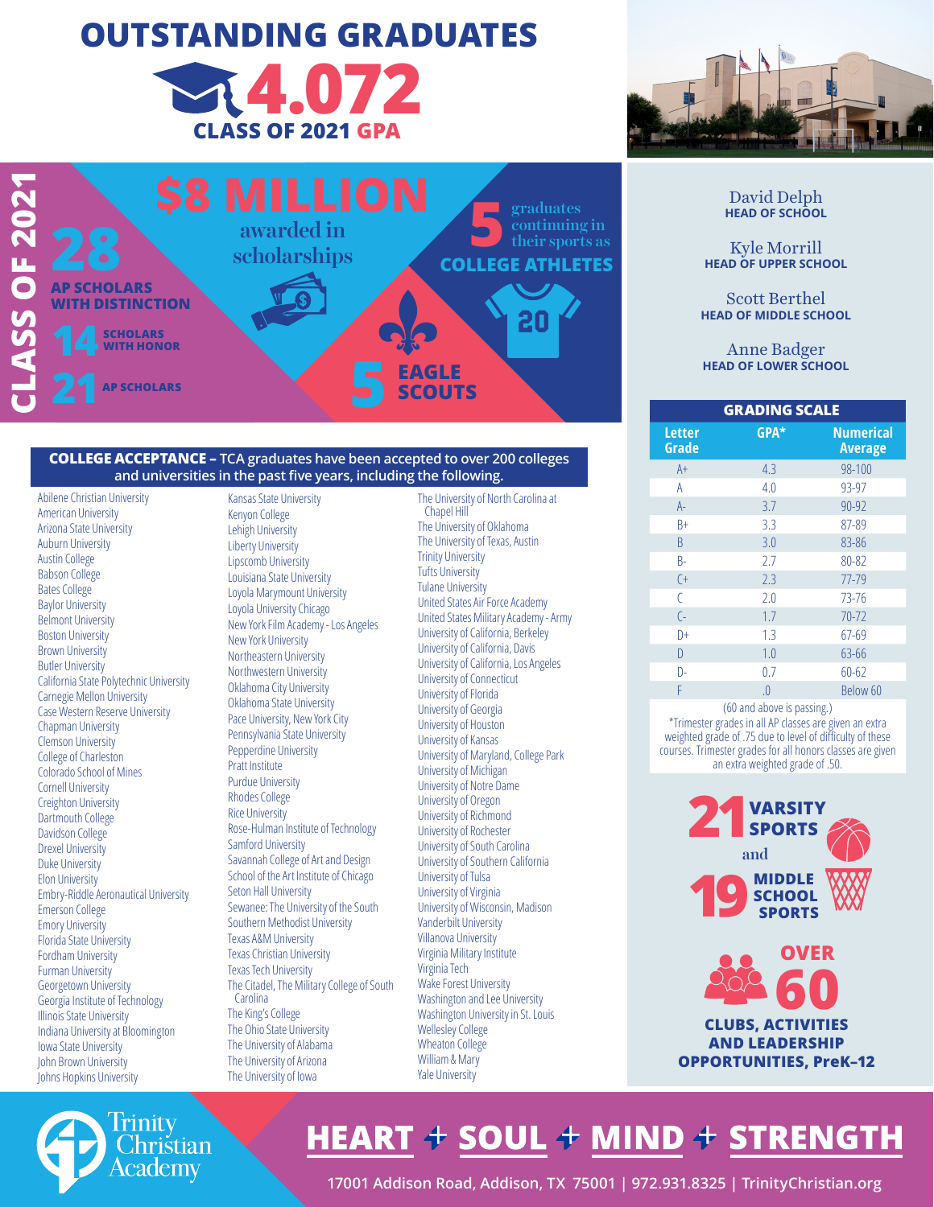# OUTSTANDING GRADUATES

**4.072**
**CLASS OF 2021 GPA**

## CLASS OF 2021

**$8 MILLION** awarded in scholarships

**28** AP SCHOLARS WITH DISTINCTION

**14** SCHOLARS WITH HONOR

**21** AP SCHOLARS

**5** graduates continuing in their sports as **COLLEGE ATHLETES**

**5** EAGLE SCOUTS

David Delph
**HEAD OF SCHOOL**

Kyle Morrill
**HEAD OF UPPER SCHOOL**

Scott Berthel
**HEAD OF MIDDLE SCHOOL**

Anne Badger
**HEAD OF LOWER SCHOOL**

## GRADING SCALE

| Letter Grade | GPA* | Numerical Average |
|---|---|---|
| A+ | 4.3 | 98-100 |
| A | 4.0 | 93-97 |
| A- | 3.7 | 90-92 |
| B+ | 3.3 | 87-89 |
| B | 3.0 | 83-86 |
| B- | 2.7 | 80-82 |
| C+ | 2.3 | 77-79 |
| C | 2.0 | 73-76 |
| C- | 1.7 | 70-72 |
| D+ | 1.3 | 67-69 |
| D | 1.0 | 63-66 |
| D- | 0.7 | 60-62 |
| F | .0 | Below 60 |

(60 and above is passing.)

*Trimester grades in all AP classes are given an extra weighted grade of .75 due to level of difficulty of these courses. Trimester grades for all honors classes are given an extra weighted grade of .50.

**COLLEGE ACCEPTANCE –** TCA graduates have been accepted to over 200 colleges and universities in the past five years, including the following.

Abilene Christian University
American University
Arizona State University
Auburn University
Austin College
Babson College
Bates College
Baylor University
Belmont University
Boston University
Brown University
Butler University
California State Polytechnic University
Carnegie Mellon University
Case Western Reserve University
Chapman University
Clemson University
College of Charleston
Colorado School of Mines
Cornell University
Creighton University
Dartmouth College
Davidson College
Drexel University
Duke University
Elon University
Embry-Riddle Aeronautical University
Emerson College
Emory University
Florida State University
Fordham University
Furman University
Georgetown University
Georgia Institute of Technology
Illinois State University
Indiana University at Bloomington
Iowa State University
John Brown University
Johns Hopkins University
Kansas State University
Kenyon College
Lehigh University
Liberty University
Lipscomb University
Louisiana State University
Loyola Marymount University
Loyola University Chicago
New York Film Academy - Los Angeles
New York University
Northeastern University
Northwestern University
Oklahoma City University
Oklahoma State University
Pace University, New York City
Pennsylvania State University
Pepperdine University
Pratt Institute
Purdue University
Rhodes College
Rice University
Rose-Hulman Institute of Technology
Samford University
Savannah College of Art and Design
School of the Art Institute of Chicago
Seton Hall University
Sewanee: The University of the South
Southern Methodist University
Texas A&M University
Texas Christian University
Texas Tech University
The Citadel, The Military College of South Carolina
The King's College
The Ohio State University
The University of Alabama
The University of Arizona
The University of Iowa
The University of North Carolina at Chapel Hill
The University of Oklahoma
The University of Texas, Austin
Trinity University
Tufts University
Tulane University
United States Air Force Academy
United States Military Academy - Army
University of California, Berkeley
University of California, Davis
University of California, Los Angeles
University of Connecticut
University of Florida
University of Georgia
University of Houston
University of Kansas
University of Maryland, College Park
University of Michigan
University of Notre Dame
University of Oregon
University of Richmond
University of Rochester
University of South Carolina
University of Southern California
University of Tulsa
University of Virginia
University of Wisconsin, Madison
Vanderbilt University
Villanova University
Virginia Military Institute
Virginia Tech
Wake Forest University
Washington and Lee University
Washington University in St. Louis
Wellesley College
Wheaton College
William & Mary
Yale University

**21** VARSITY SPORTS and **19** MIDDLE SCHOOL SPORTS

**OVER 60** CLUBS, ACTIVITIES AND LEADERSHIP OPPORTUNITIES, PreK–12

Trinity Christian Academy

**HEART + SOUL + MIND + STRENGTH**

17001 Addison Road, Addison, TX 75001 | 972.931.8325 | TrinityChristian.org